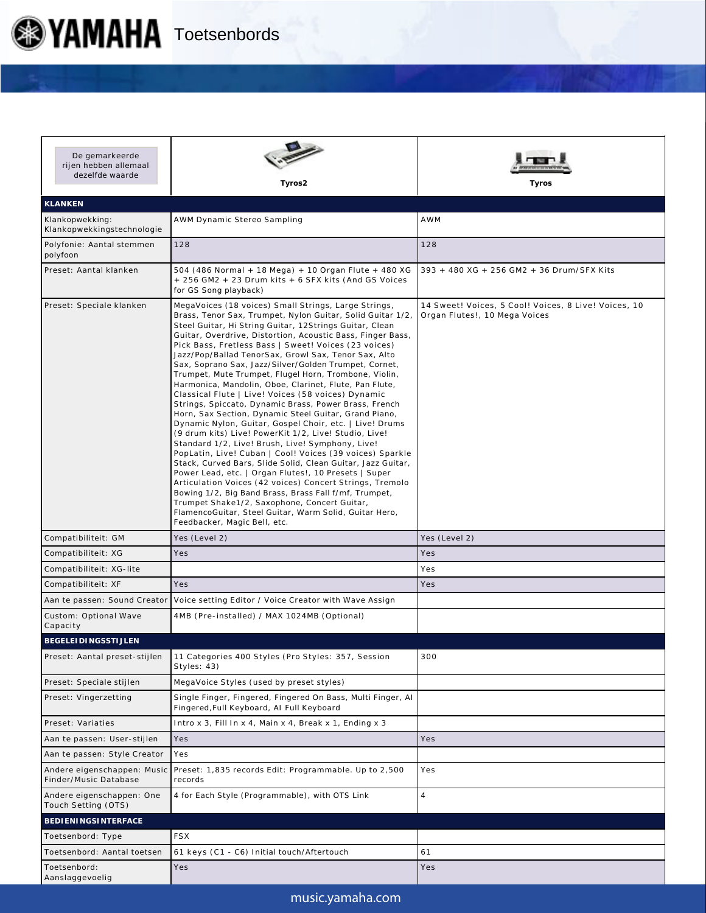# Toetsenbords

| De gemarkeerde rijen hebben allemaal dezelfde waarde | Tyros2 | Tyros |
|---|---|---|
| **KLANKEN** | | |
| Klankopwekking: Klankopwekkingstechnologie | AWM Dynamic Stereo Sampling | AWM |
| Polyfonie: Aantal stemmen polyfoon | 128 | 128 |
| Preset: Aantal klanken | 504 (486 Normal + 18 Mega) + 10 Organ Flute + 480 XG + 256 GM2 + 23 Drum kits + 6 SFX kits (And GS Voices for GS Song playback) | 393 + 480 XG + 256 GM2 + 36 Drum/SFX Kits |
| Preset: Speciale klanken | MegaVoices (18 voices) Small Strings, Large Strings, Brass, Tenor Sax, Trumpet, Nylon Guitar, Solid Guitar 1/2, Steel Guitar, Hi String Guitar, 12Strings Guitar, Clean Guitar, Overdrive, Distortion, Acoustic Bass, Finger Bass, Pick Bass, Fretless Bass \| Sweet! Voices (23 voices) Jazz/Pop/Ballad TenorSax, Growl Sax, Tenor Sax, Alto Sax, Soprano Sax, Jazz/Silver/Golden Trumpet, Cornet, Trumpet, Mute Trumpet, Flugel Horn, Trombone, Violin, Harmonica, Mandolin, Oboe, Clarinet, Flute, Pan Flute, Classical Flute \| Live! Voices (58 voices) Dynamic Strings, Spiccato, Dynamic Brass, Power Brass, French Horn, Sax Section, Dynamic Steel Guitar, Grand Piano, Dynamic Nylon, Guitar, Gospel Choir, etc. \| Live! Drums (9 drum kits) Live! PowerKit 1/2, Live! Studio, Live! Standard 1/2, Live! Brush, Live! Symphony, Live! PopLatin, Live! Cuban \| Cool! Voices (39 voices) Sparkle Stack, Curved Bars, Slide Solid, Clean Guitar, Jazz Guitar, Power Lead, etc. \| Organ Flutes!, 10 Presets \| Super Articulation Voices (42 voices) Concert Strings, Tremolo Bowing 1/2, Big Band Brass, Brass Fall f/mf, Trumpet, Trumpet Shake1/2, Saxophone, Concert Guitar, FlamencoGuitar, Steel Guitar, Warm Solid, Guitar Hero, Feedbacker, Magic Bell, etc. | 14 Sweet! Voices, 5 Cool! Voices, 8 Live! Voices, 10 Organ Flutes!, 10 Mega Voices |
| Compatibiliteit: GM | Yes (Level 2) | Yes (Level 2) |
| Compatibiliteit: XG | Yes | Yes |
| Compatibiliteit: XG-lite | | Yes |
| Compatibiliteit: XF | Yes | Yes |
| Aan te passen: Sound Creator | Voice setting Editor / Voice Creator with Wave Assign | |
| Custom: Optional Wave Capacity | 4MB (Pre-installed) / MAX 1024MB (Optional) | |
| **BEGELEIDINGSSTIJLEN** | | |
| Preset: Aantal preset-stijlen | 11 Categories 400 Styles (Pro Styles: 357, Session Styles: 43) | 300 |
| Preset: Speciale stijlen | MegaVoice Styles (used by preset styles) | |
| Preset: Vingerzetting | Single Finger, Fingered, Fingered On Bass, Multi Finger, AI Fingered,Full Keyboard, AI Full Keyboard | |
| Preset: Variaties | Intro x 3, Fill In x 4, Main x 4, Break x 1, Ending x 3 | |
| Aan te passen: User-stijlen | Yes | Yes |
| Aan te passen: Style Creator | Yes | |
| Andere eigenschappen: Music Finder/Music Database | Preset: 1,835 records Edit: Programmable. Up to 2,500 records | Yes |
| Andere eigenschappen: One Touch Setting (OTS) | 4 for Each Style (Programmable), with OTS Link | 4 |
| **BEDIENINGSINTERFACE** | | |
| Toetsenbord: Type | FSX | |
| Toetsenbord: Aantal toetsen | 61 keys (C1 - C6) Initial touch/Aftertouch | 61 |
| Toetsenbord: Aanslaggevoelig | Yes | Yes |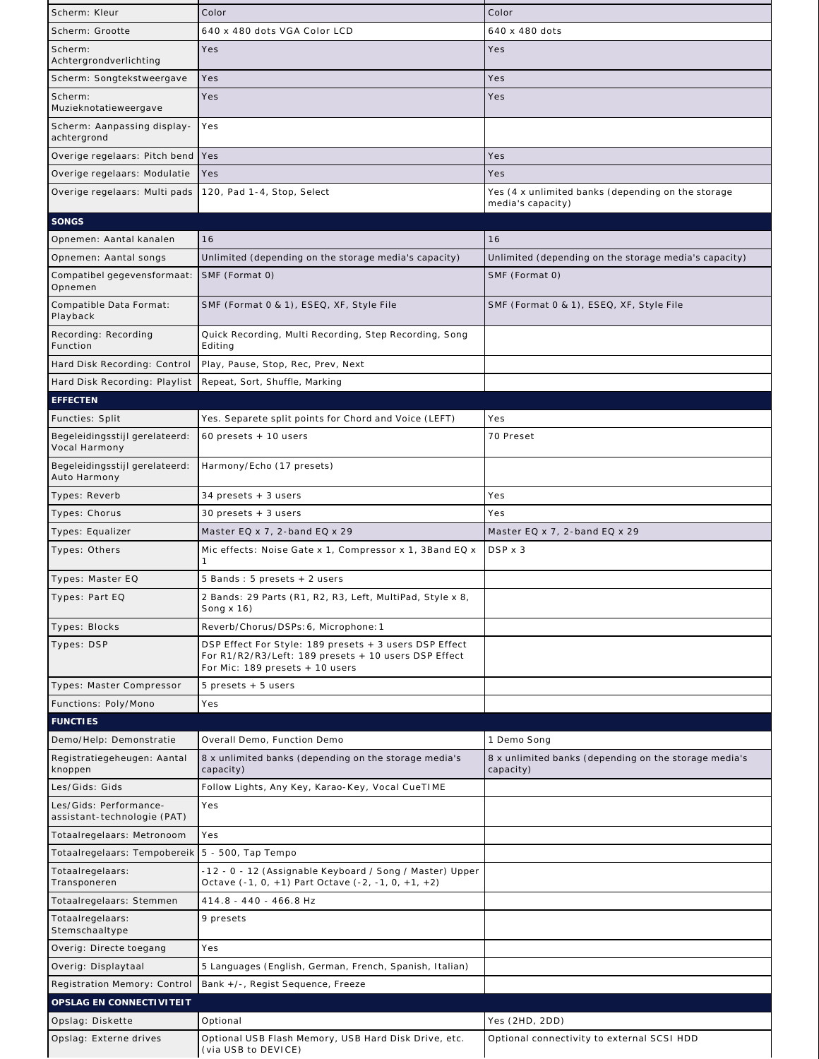| | | |
|---|---|---|
| Scherm: Kleur | Color | Color |
| Scherm: Grootte | 640 x 480 dots VGA Color LCD | 640 x 480 dots |
| Scherm: Achtergrondverlichting | Yes | Yes |
| Scherm: Songtekstweergave | Yes | Yes |
| Scherm: Muzieknotatieweergave | Yes | Yes |
| Scherm: Aanpassing display-achtergrond | Yes | |
| Overige regelaars: Pitch bend | Yes | Yes |
| Overige regelaars: Modulatie | Yes | Yes |
| Overige regelaars: Multi pads | 120, Pad 1-4, Stop, Select | Yes (4 x unlimited banks (depending on the storage media's capacity) |
| **SONGS** | | |
| Opnemen: Aantal kanalen | 16 | 16 |
| Opnemen: Aantal songs | Unlimited (depending on the storage media's capacity) | Unlimited (depending on the storage media's capacity) |
| Compatibel gegevensformaat: Opnemen | SMF (Format 0) | SMF (Format 0) |
| Compatible Data Format: Playback | SMF (Format 0 & 1), ESEQ, XF, Style File | SMF (Format 0 & 1), ESEQ, XF, Style File |
| Recording: Recording Function | Quick Recording, Multi Recording, Step Recording, Song Editing | |
| Hard Disk Recording: Control | Play, Pause, Stop, Rec, Prev, Next | |
| Hard Disk Recording: Playlist | Repeat, Sort, Shuffle, Marking | |
| **EFFECTEN** | | |
| Functies: Split | Yes. Separete split points for Chord and Voice (LEFT) | Yes |
| Begeleidingsstijl gerelateerd: Vocal Harmony | 60 presets + 10 users | 70 Preset |
| Begeleidingsstijl gerelateerd: Auto Harmony | Harmony/Echo (17 presets) | |
| Types: Reverb | 34 presets + 3 users | Yes |
| Types: Chorus | 30 presets + 3 users | Yes |
| Types: Equalizer | Master EQ x 7, 2-band EQ x 29 | Master EQ x 7, 2-band EQ x 29 |
| Types: Others | Mic effects: Noise Gate x 1, Compressor x 1, 3Band EQ x 1 | DSP x 3 |
| Types: Master EQ | 5 Bands : 5 presets + 2 users | |
| Types: Part EQ | 2 Bands: 29 Parts (R1, R2, R3, Left, MultiPad, Style x 8, Song x 16) | |
| Types: Blocks | Reverb/Chorus/DSPs:6, Microphone:1 | |
| Types: DSP | DSP Effect For Style: 189 presets + 3 users DSP Effect For R1/R2/R3/Left: 189 presets + 10 users DSP Effect For Mic: 189 presets + 10 users | |
| Types: Master Compressor | 5 presets + 5 users | |
| Functions: Poly/Mono | Yes | |
| **FUNCTIES** | | |
| Demo/Help: Demonstratie | Overall Demo, Function Demo | 1 Demo Song |
| Registratiegeheugen: Aantal knoppen | 8 x unlimited banks (depending on the storage media's capacity) | 8 x unlimited banks (depending on the storage media's capacity) |
| Les/Gids: Gids | Follow Lights, Any Key, Karao-Key, Vocal CueTIME | |
| Les/Gids: Performance-assistant-technologie (PAT) | Yes | |
| Totaalregelaars: Metronoom | Yes | |
| Totaalregelaars: Tempobereik | 5 - 500, Tap Tempo | |
| Totaalregelaars: Transponeren | -12 - 0 - 12 (Assignable Keyboard / Song / Master) Upper Octave (-1, 0, +1) Part Octave (-2, -1, 0, +1, +2) | |
| Totaalregelaars: Stemmen | 414.8 - 440 - 466.8 Hz | |
| Totaalregelaars: Stemschaaltype | 9 presets | |
| Overig: Directe toegang | Yes | |
| Overig: Displaytaal | 5 Languages (English, German, French, Spanish, Italian) | |
| Registration Memory: Control | Bank +/-, Regist Sequence, Freeze | |
| **OPSLAG EN CONNECTIVITEIT** | | |
| Opslag: Diskette | Optional | Yes (2HD, 2DD) |
| Opslag: Externe drives | Optional USB Flash Memory, USB Hard Disk Drive, etc. (via USB to DEVICE) | Optional connectivity to external SCSI HDD |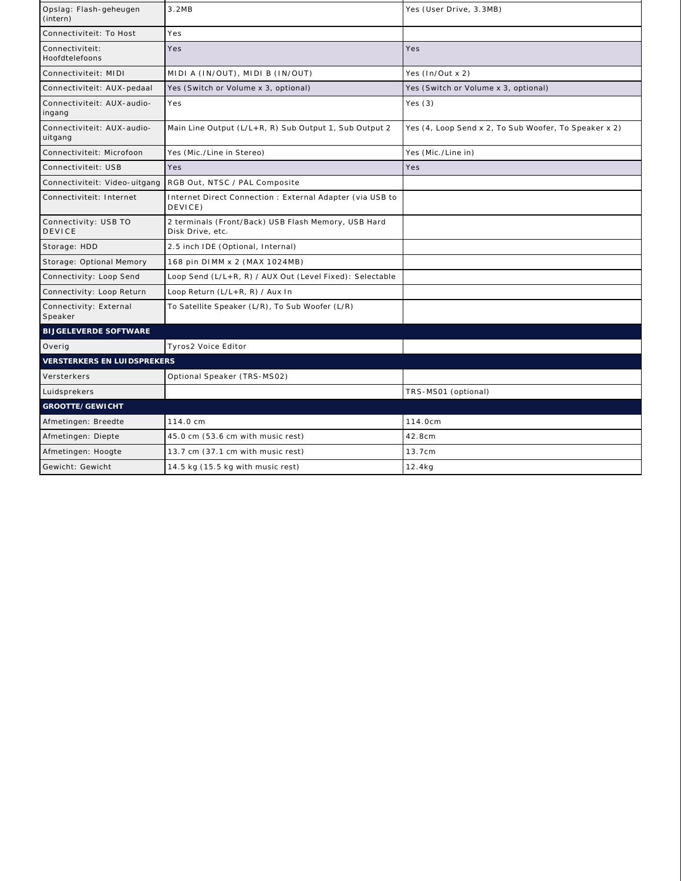| | | |
|---|---|---|
| Opslag: Flash-geheugen (intern) | 3.2MB | Yes (User Drive, 3.3MB) |
| Connectiviteit: To Host | Yes | |
| Connectiviteit: Hoofdtelefoons | Yes | Yes |
| Connectiviteit: MIDI | MIDI A (IN/OUT), MIDI B (IN/OUT) | Yes (In/Out x 2) |
| Connectiviteit: AUX-pedaal | Yes (Switch or Volume x 3, optional) | Yes (Switch or Volume x 3, optional) |
| Connectiviteit: AUX-audio-ingang | Yes | Yes (3) |
| Connectiviteit: AUX-audio-uitgang | Main Line Output (L/L+R, R) Sub Output 1, Sub Output 2 | Yes (4, Loop Send x 2, To Sub Woofer, To Speaker x 2) |
| Connectiviteit: Microfoon | Yes (Mic./Line in Stereo) | Yes (Mic./Line in) |
| Connectiviteit: USB | Yes | Yes |
| Connectiviteit: Video-uitgang | RGB Out, NTSC / PAL Composite | |
| Connectiviteit: Internet | Internet Direct Connection : External Adapter (via USB to DEVICE) | |
| Connectivity: USB TO DEVICE | 2 terminals (Front/Back) USB Flash Memory, USB Hard Disk Drive, etc. | |
| Storage: HDD | 2.5 inch IDE (Optional, Internal) | |
| Storage: Optional Memory | 168 pin DIMM x 2 (MAX 1024MB) | |
| Connectivity: Loop Send | Loop Send (L/L+R, R) / AUX Out (Level Fixed): Selectable | |
| Connectivity: Loop Return | Loop Return (L/L+R, R) / Aux In | |
| Connectivity: External Speaker | To Satellite Speaker (L/R), To Sub Woofer (L/R) | |
| **BIJGELEVERDE SOFTWARE** | | |
| Overig | Tyros2 Voice Editor | |
| **VERSTERKERS EN LUIDSPREKERS** | | |
| Versterkers | Optional Speaker (TRS-MS02) | |
| Luidsprekers | | TRS-MS01 (optional) |
| **GROOTTE/GEWICHT** | | |
| Afmetingen: Breedte | 114.0 cm | 114.0cm |
| Afmetingen: Diepte | 45.0 cm (53.6 cm with music rest) | 42.8cm |
| Afmetingen: Hoogte | 13.7 cm (37.1 cm with music rest) | 13.7cm |
| Gewicht: Gewicht | 14.5 kg (15.5 kg with music rest) | 12.4kg |